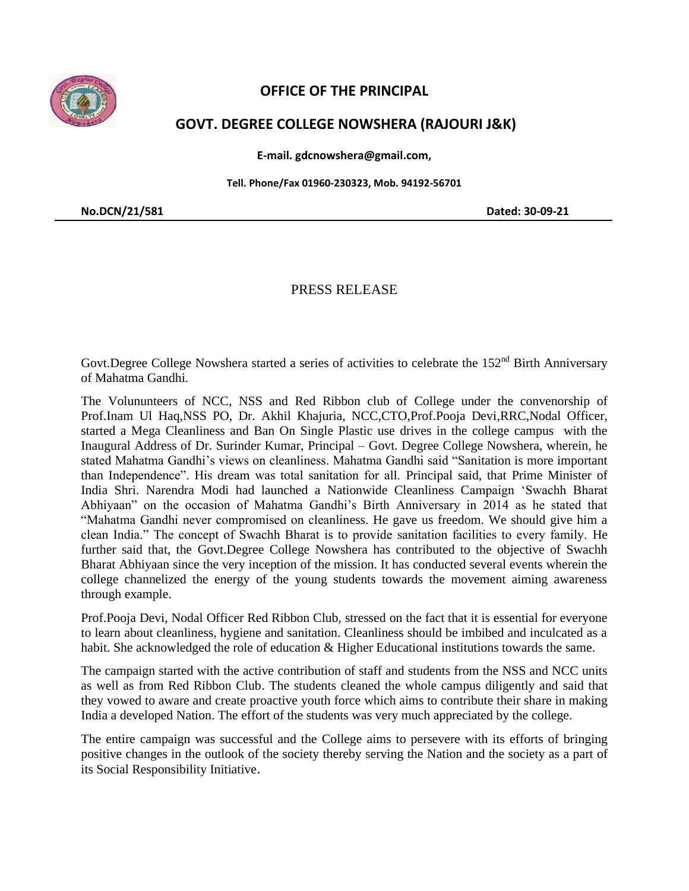# OFFICE OF THE PRINCIPAL

## GOVT. DEGREE COLLEGE NOWSHERA (RAJOURI J&K)

**E-mail. gdcnowshera@gmail.com,**

**Tell. Phone/Fax 01960-230323, Mob. 94192-56701**

**No.DCN/21/581** **Dated: 30-09-21**

PRESS RELEASE

Govt.Degree College Nowshera started a series of activities to celebrate the 152nd Birth Anniversary of Mahatma Gandhi.

The Volununteers of NCC, NSS and Red Ribbon club of College under the convenorship of Prof.Inam Ul Haq,NSS PO, Dr. Akhil Khajuria, NCC,CTO,Prof.Pooja Devi,RRC,Nodal Officer, started a Mega Cleanliness and Ban On Single Plastic use drives in the college campus with the Inaugural Address of Dr. Surinder Kumar, Principal – Govt. Degree College Nowshera, wherein, he stated Mahatma Gandhi's views on cleanliness. Mahatma Gandhi said "Sanitation is more important than Independence". His dream was total sanitation for all. Principal said, that Prime Minister of India Shri. Narendra Modi had launched a Nationwide Cleanliness Campaign 'Swachh Bharat Abhiyaan" on the occasion of Mahatma Gandhi's Birth Anniversary in 2014 as he stated that "Mahatma Gandhi never compromised on cleanliness. He gave us freedom. We should give him a clean India." The concept of Swachh Bharat is to provide sanitation facilities to every family. He further said that, the Govt.Degree College Nowshera has contributed to the objective of Swachh Bharat Abhiyaan since the very inception of the mission. It has conducted several events wherein the college channelized the energy of the young students towards the movement aiming awareness through example.

Prof.Pooja Devi, Nodal Officer Red Ribbon Club, stressed on the fact that it is essential for everyone to learn about cleanliness, hygiene and sanitation. Cleanliness should be imbibed and inculcated as a habit. She acknowledged the role of education & Higher Educational institutions towards the same.

The campaign started with the active contribution of staff and students from the NSS and NCC units as well as from Red Ribbon Club. The students cleaned the whole campus diligently and said that they vowed to aware and create proactive youth force which aims to contribute their share in making India a developed Nation. The effort of the students was very much appreciated by the college.

The entire campaign was successful and the College aims to persevere with its efforts of bringing positive changes in the outlook of the society thereby serving the Nation and the society as a part of its Social Responsibility Initiative.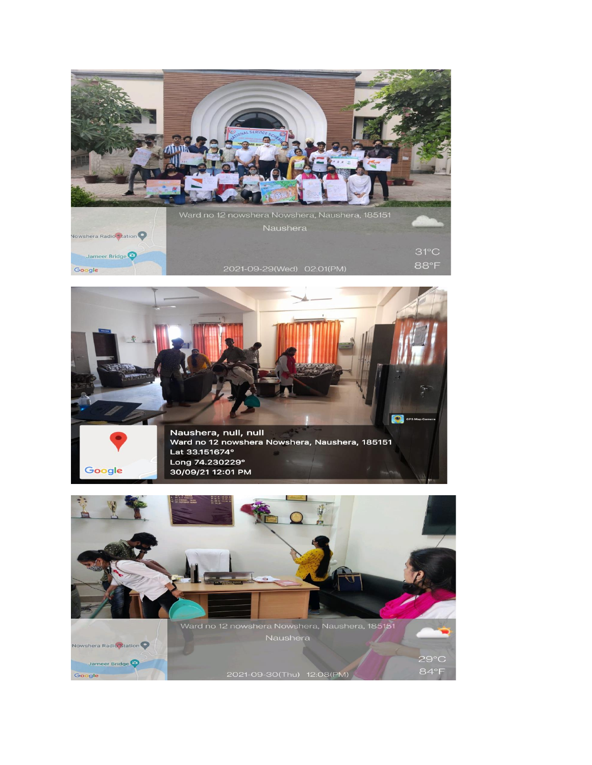Ward no 12 nowshera Nowshera, Naushera, 185151

Naushera

31°C
88°F

2021-09-29(Wed) 02:01(PM)

Naushera, null, null
Ward no 12 nowshera Nowshera, Naushera, 185151
Lat 33.151674°
Long 74.230229°
30/09/21 12:01 PM

Ward no 12 nowshera Nowshera, Naushera, 185151

Naushera

29°C
84°F

2021-09-30(Thu) 12:08(PM)